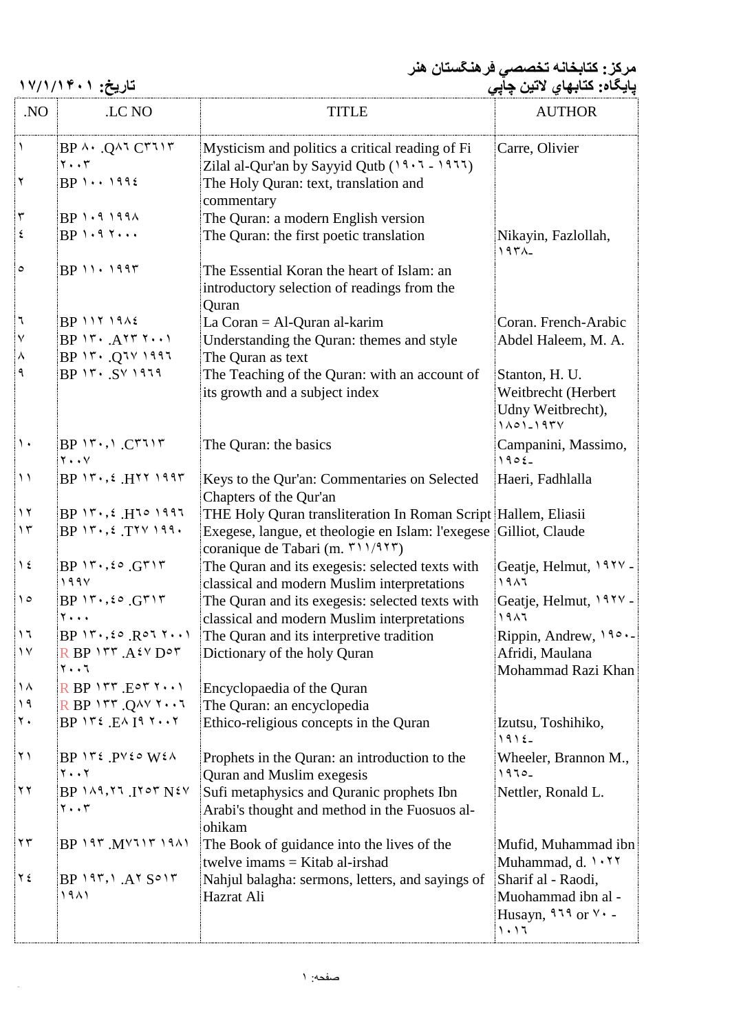مرکز: کتابخانه تخصصي فرهنگستان هنر
پايگاه: کتابهاي لاتين چاپي

تاريخ: ۱۷/۱/۱۴۰۱

| .NO | .LC NO | TITLE | AUTHOR |
|---|---|---|---|
| ۱ | BP ۸۰ .Q۸٦ C۳٦۱۳ ۲۰۰۳ | Mysticism and politics a critical reading of Fi Zilal al-Qur'an by Sayyid Qutb (۱۹۰٦ - ۱۹٦٦) | Carre, Olivier |
| ۲ | BP ۱۰۰ ۱۹۹٤ | The Holy Quran: text, translation and commentary | |
| ۳ | BP ۱۰۹ ۱۹۹۸ | The Quran: a modern English version | |
| ٤ | BP ۱۰۹ ۲۰۰۰ | The Quran: the first poetic translation | Nikayin, Fazlollah, ۱۹۳۸- |
| ٥ | BP ۱۱۰ ۱۹۹۳ | The Essential Koran the heart of Islam: an introductory selection of readings from the Quran | |
| ٦ | BP ۱۱۲ ۱۹۸٤ | La Coran = Al-Quran al-karim | Coran. French-Arabic |
| ۷ | BP ۱۳۰ .A۲۳ ۲۰۰۱ | Understanding the Quran: themes and style | Abdel Haleem, M. A. |
| ۸ | BP ۱۳۰ .Q٦۷ ۱۹۹٦ | The Quran as text | |
| ۹ | BP ۱۳۰ .S۷ ۱۹٦۹ | The Teaching of the Quran: with an account of its growth and a subject index | Stanton, H. U. Weitbrecht (Herbert Udny Weitbrecht), ۱۸٥۱-۱۹۳۷ |
| ۱۰ | BP ۱۳۰,۱ .C۳٦۱۳ ۲۰۰۷ | The Quran: the basics | Campanini, Massimo, ۱۹٥٤- |
| ۱۱ | BP ۱۳۰,٤ .H۲۲ ۱۹۹۳ | Keys to the Qur'an: Commentaries on Selected Chapters of the Qur'an | Haeri, Fadhlalla |
| ۱۲ | BP ۱۳۰,٤ .H٦٥ ۱۹۹٦ | THE Holy Quran transliteration In Roman Script | Hallem, Eliasii |
| ۱۳ | BP ۱۳۰,٤ .T۲۷ ۱۹۹۰ | Exegese, langue, et theologie en Islam: l'exegese coranique de Tabari (m. ۳۱۱/۹۲۳) | Gilliot, Claude |
| ۱٤ | BP ۱۳۰,٤٥ .G۳۱۳ ۱۹۹۷ | The Quran and its exegesis: selected texts with classical and modern Muslim interpretations | Geatje, Helmut, ۱۹۲۷ - ۱۹۸٦ |
| ۱٥ | BP ۱۳۰,٤٥ .G۳۱۳ ۲۰۰۰ | The Quran and its exegesis: selected texts with classical and modern Muslim interpretations | Geatje, Helmut, ۱۹۲۷ - ۱۹۸٦ |
| ۱٦ | BP ۱۳۰,٤٥ .R٥٦ ۲۰۰۱ | The Quran and its interpretive tradition | Rippin, Andrew, ۱۹٥۰- |
| ۱۷ | R BP ۱۳۳ .A٤۷ D٥۳ ۲۰۰٦ | Dictionary of the holy Quran | Afridi, Maulana Mohammad Razi Khan |
| ۱۸ | R BP ۱۳۳ .E٥۳ ۲۰۰۱ | Encyclopaedia of the Quran | |
| ۱۹ | R BP ۱۳۳ .Q۸۷ ۲۰۰٦ | The Quran: an encyclopedia | |
| ۲۰ | BP ۱۳٤ .E۸ I۹ ۲۰۰۲ | Ethico-religious concepts in the Quran | Izutsu, Toshihiko, ۱۹۱٤- |
| ۲۱ | BP ۱۳٤ .P۷٤٥ W٤۸ ۲۰۰۲ | Prophets in the Quran: an introduction to the Quran and Muslim exegesis | Wheeler, Brannon M., ۱۹٦٥- |
| ۲۲ | BP ۱۸۹,۲٦ .I۲٥۳ N٤۷ ۲۰۰۳ | Sufi metaphysics and Quranic prophets Ibn Arabi's thought and method in the Fuosuos al-ohikam | Nettler, Ronald L. |
| ۲۳ | BP ۱۹۳ .M۷٦۱۳ ۱۹۸۱ | The Book of guidance into the lives of the twelve imams = Kitab al-irshad | Mufid, Muhammad ibn Muhammad, d. ۱۰۲۲ |
| ۲٤ | BP ۱۹۳,۱ .A۲ S٥۱۳ ۱۹۸۱ | Nahjul balagha: sermons, letters, and sayings of Hazrat Ali | Sharif al - Raodi, Muohammad ibn al - Husayn, ۹٦۹ or ۷۰ - ۱۰۱٦ |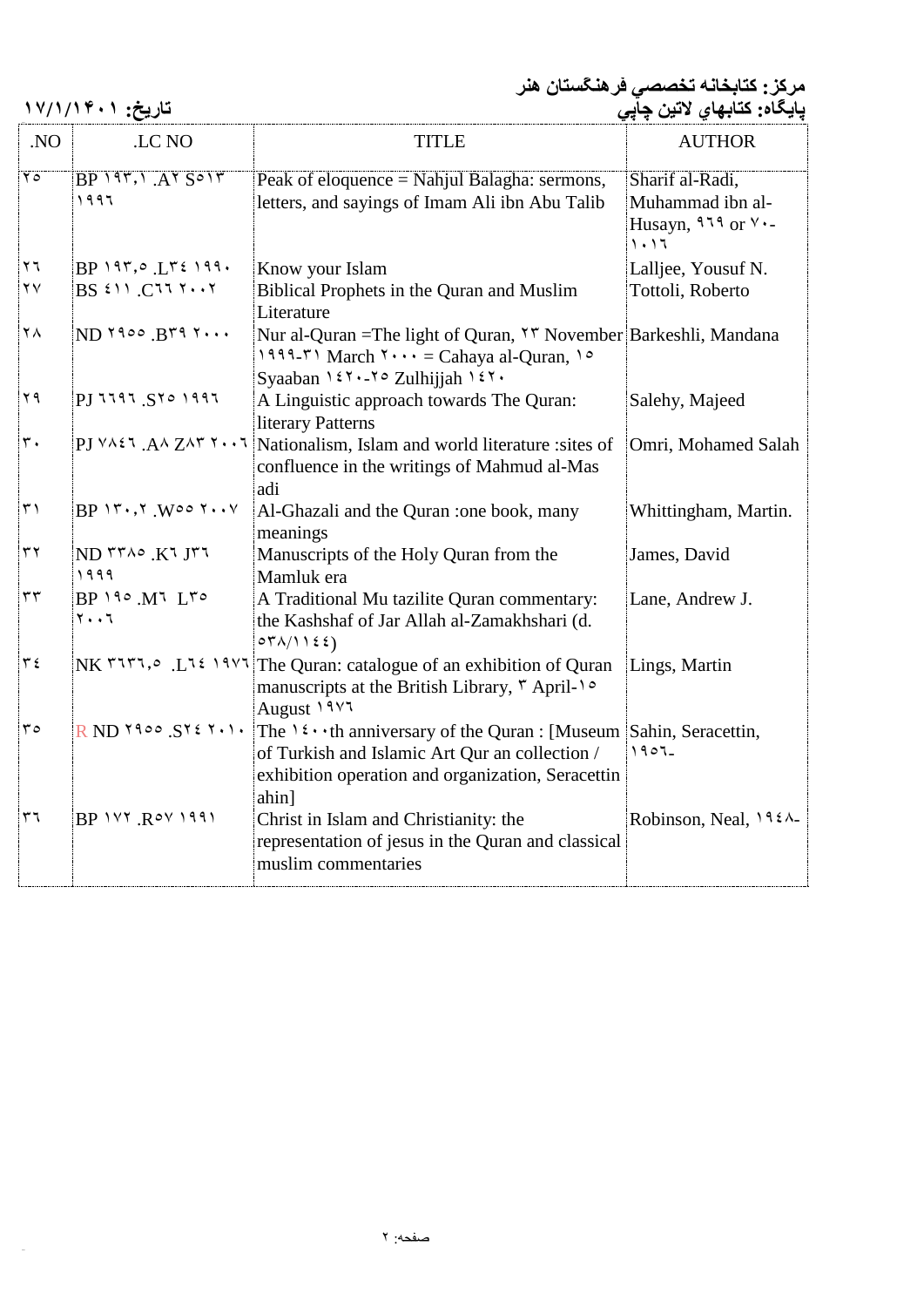مرکز: کتابخانه تخصصي فرهنگستان هنر
پايگاه: کتابهاي لاتين چاپي

تاريخ: ۱۷/۱/۱۴۰۱

| .NO | .LC NO | TITLE | AUTHOR |
|---|---|---|---|
| ۲۵ | BP ۱۹۳,۱ .A۲ S۵۱۳ ۱۹۹۶ | Peak of eloquence = Nahjul Balagha: sermons, letters, and sayings of Imam Ali ibn Abu Talib | Sharif al-Radi, Muhammad ibn al-Husayn, ۹۶۹ or ۷۰-۱۰۱۶ |
| ۲۶ | BP ۱۹۳,۵ .L۳٤ ۱۹۹۰ | Know your Islam | Lalljee, Yousuf N. |
| ۲۷ | BS ٤۱۱ .C۶۶ ۲۰۰۲ | Biblical Prophets in the Quran and Muslim Literature | Tottoli, Roberto |
| ۲۸ | ND ۲۹۵۵ .B۳۹ ۲۰۰۰ | Nur al-Quran =The light of Quran, ۲۳ November ۱۹۹۹-۳۱ March ۲۰۰۰ = Cahaya al-Quran, ۱۵ Syaaban ۱٤۲۰-۲۵ Zulhijjah ۱٤۲۰ | Barkeshli, Mandana |
| ۲۹ | PJ ۶۶۹۶ .S۲۵ ۱۹۹۶ | A Linguistic approach towards The Quran: literary Patterns | Salehy, Majeed |
| ۳۰ | PJ ۷۸٤۶ .A۸ Z۸۳ ۲۰۰۶ | Nationalism, Islam and world literature :sites of confluence in the writings of Mahmud al-Mas adi | Omri, Mohamed Salah |
| ۳۱ | BP ۱۳۰,۲ .W۵۵ ۲۰۰۷ | Al-Ghazali and the Quran :one book, many meanings | Whittingham, Martin. |
| ۳۲ | ND ۳۳۸۵ .K۶ J۳۶ ۱۹۹۹ | Manuscripts of the Holy Quran from the Mamluk era | James, David |
| ۳۳ | BP ۱۹۵ .M۶ L۳۵ ۲۰۰۶ | A Traditional Mu tazilite Quran commentary: the Kashshaf of Jar Allah al-Zamakhshari (d. ۵۳۸/۱۱٤٤) | Lane, Andrew J. |
| ۳٤ | NK ۳۶۳۶,۵ .L۶٤ ۱۹۷۶ | The Quran: catalogue of an exhibition of Quran manuscripts at the British Library, ۳ April-۱۵ August ۱۹۷۶ | Lings, Martin |
| ۳۵ | R ND ۲۹۵۵ .S۲٤ ۲۰۱۰ | The ۱٤۰۰th anniversary of the Quran : [Museum of Turkish and Islamic Art Qur an collection / exhibition operation and organization, Seracettin ahin] | Sahin, Seracettin, ۱۹۵۶- |
| ۳۶ | BP ۱۷۲ .R۵۷ ۱۹۹۱ | Christ in Islam and Christianity: the representation of jesus in the Quran and classical muslim commentaries | Robinson, Neal, ۱۹٤۸- |